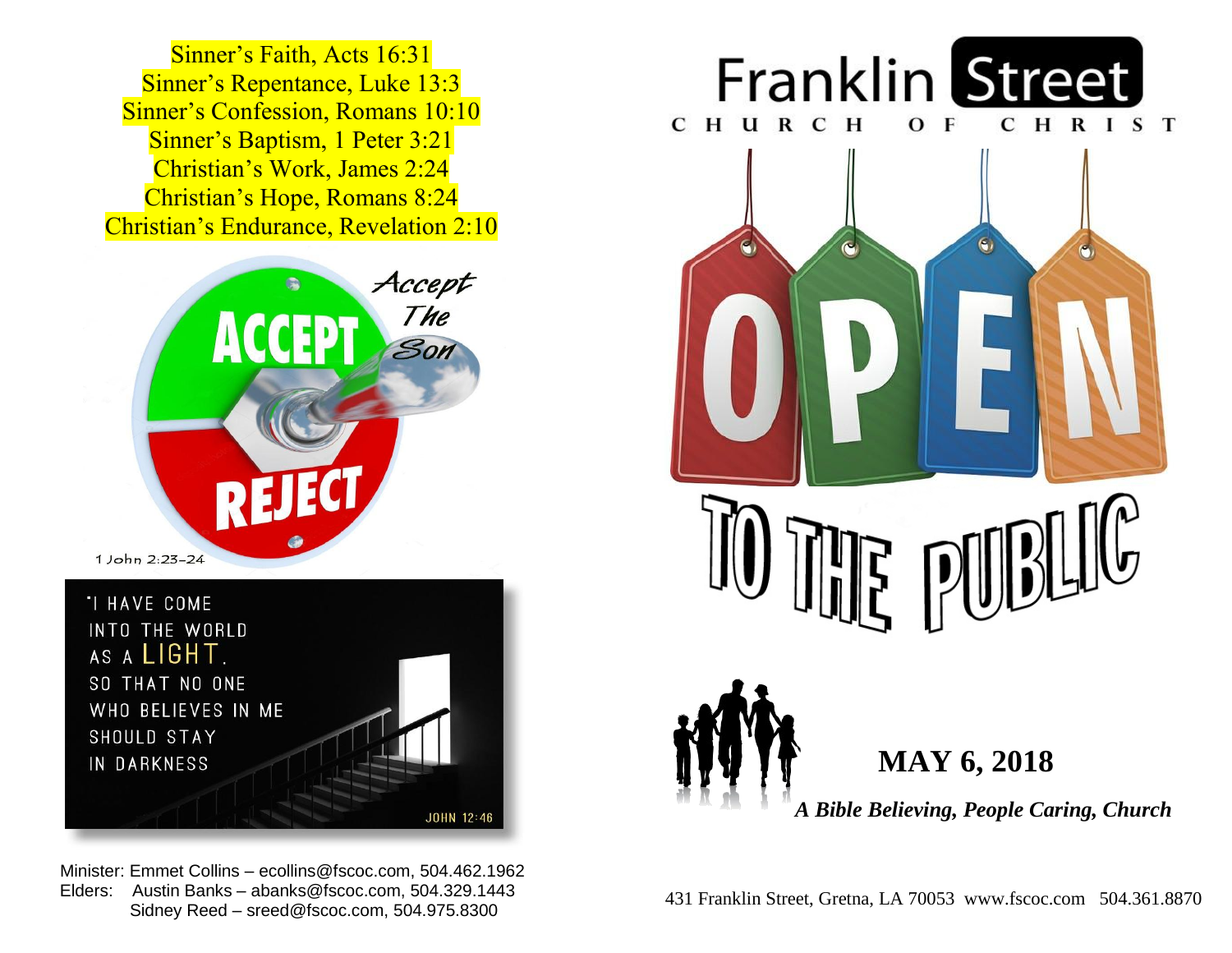Sinner's Faith, Acts 16:31
Sinner's Repentance, Luke 13:3
Sinner's Confession, Romans 10:10
Sinner's Baptism, 1 Peter 3:21
Christian's Work, James 2:24
Christian's Hope, Romans 8:24
Christian's Endurance, Revelation 2:10

ACCEPT — Accept The Son — REJECT

1 John 2:23-24

"I HAVE COME INTO THE WORLD AS A LIGHT, SO THAT NO ONE WHO BELIEVES IN ME SHOULD STAY IN DARKNESS

JOHN 12:46

Minister: Emmet Collins – ecollins@fscoc.com, 504.462.1962
Elders: Austin Banks – abanks@fscoc.com, 504.329.1443
Sidney Reed – sreed@fscoc.com, 504.975.8300

# Franklin Street

CHURCH OF CHRIST

# OPEN TO THE PUBLIC

## MAY 6, 2018

***A Bible Believing, People Caring, Church***

431 Franklin Street, Gretna, LA 70053 www.fscoc.com 504.361.8870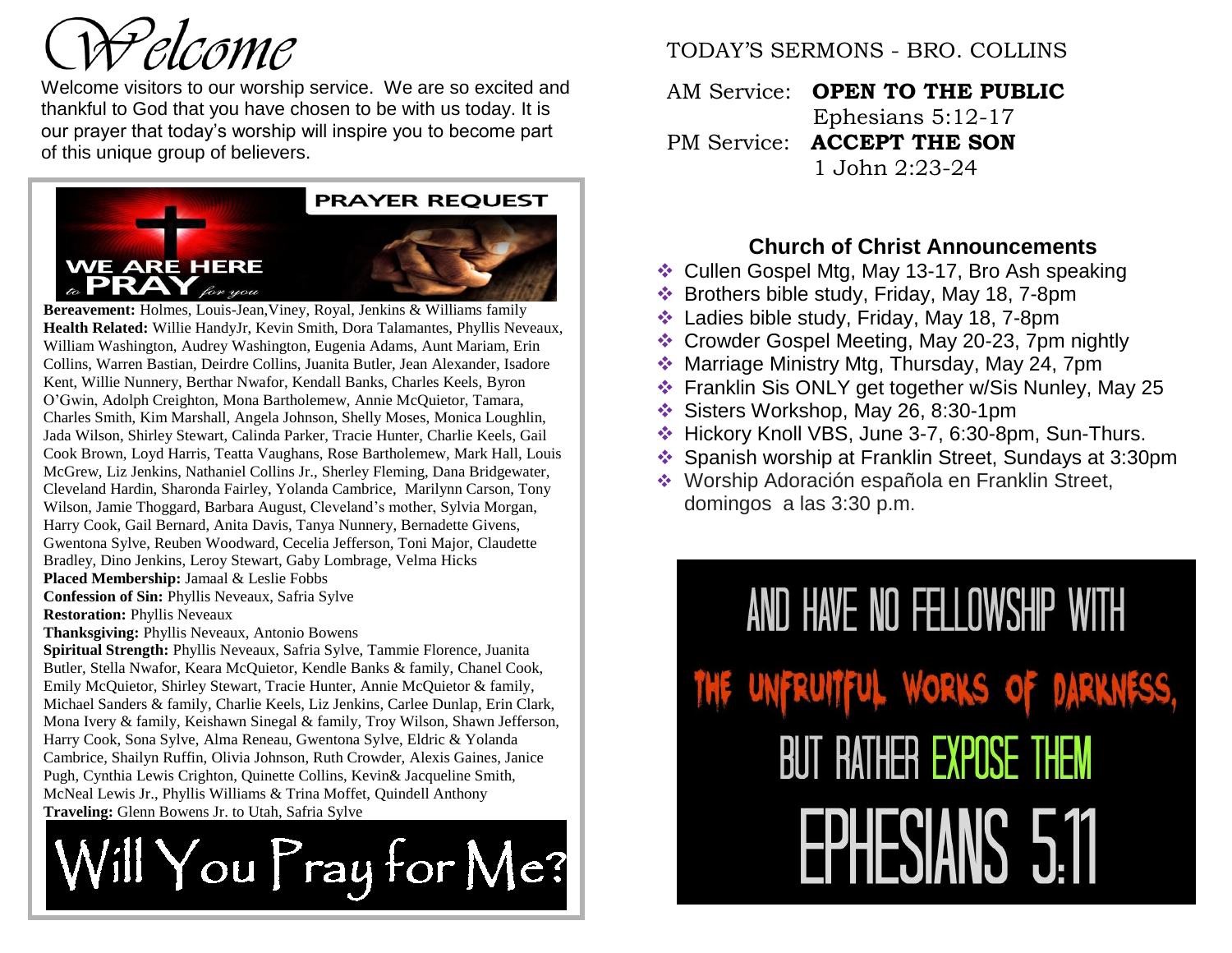# Welcome

Welcome visitors to our worship service. We are so excited and thankful to God that you have chosen to be with us today. It is our prayer that today's worship will inspire you to become part of this unique group of believers.

## PRAYER REQUEST

WE ARE HERE to PRAY for you

**Bereavement:** Holmes, Louis-Jean,Viney, Royal, Jenkins & Williams family
**Health Related:** Willie HandyJr, Kevin Smith, Dora Talamantes, Phyllis Neveaux, William Washington, Audrey Washington, Eugenia Adams, Aunt Mariam, Erin Collins, Warren Bastian, Deirdre Collins, Juanita Butler, Jean Alexander, Isadore Kent, Willie Nunnery, Berthar Nwafor, Kendall Banks, Charles Keels, Byron O'Gwin, Adolph Creighton, Mona Bartholemew, Annie McQuietor, Tamara, Charles Smith, Kim Marshall, Angela Johnson, Shelly Moses, Monica Loughlin, Jada Wilson, Shirley Stewart, Calinda Parker, Tracie Hunter, Charlie Keels, Gail Cook Brown, Loyd Harris, Teatta Vaughans, Rose Bartholemew, Mark Hall, Louis McGrew, Liz Jenkins, Nathaniel Collins Jr., Sherley Fleming, Dana Bridgewater, Cleveland Hardin, Sharonda Fairley, Yolanda Cambrice, Marilynn Carson, Tony Wilson, Jamie Thoggard, Barbara August, Cleveland's mother, Sylvia Morgan, Harry Cook, Gail Bernard, Anita Davis, Tanya Nunnery, Bernadette Givens, Gwentona Sylve, Reuben Woodward, Cecelia Jefferson, Toni Major, Claudette Bradley, Dino Jenkins, Leroy Stewart, Gaby Lombrage, Velma Hicks
**Placed Membership:** Jamaal & Leslie Fobbs
**Confession of Sin:** Phyllis Neveaux, Safria Sylve
**Restoration:** Phyllis Neveaux
**Thanksgiving:** Phyllis Neveaux, Antonio Bowens
**Spiritual Strength:** Phyllis Neveaux, Safria Sylve, Tammie Florence, Juanita Butler, Stella Nwafor, Keara McQuietor, Kendle Banks & family, Chanel Cook, Emily McQuietor, Shirley Stewart, Tracie Hunter, Annie McQuietor & family, Michael Sanders & family, Charlie Keels, Liz Jenkins, Carlee Dunlap, Erin Clark, Mona Ivery & family, Keishawn Sinegal & family, Troy Wilson, Shawn Jefferson, Harry Cook, Sona Sylve, Alma Reneau, Gwentona Sylve, Eldric & Yolanda Cambrice, Shailyn Ruffin, Olivia Johnson, Ruth Crowder, Alexis Gaines, Janice Pugh, Cynthia Lewis Crighton, Quinette Collins, Kevin& Jacqueline Smith, McNeal Lewis Jr., Phyllis Williams & Trina Moffet, Quindell Anthony
**Traveling:** Glenn Bowens Jr. to Utah, Safria Sylve

Will You Pray for Me?

TODAY'S SERMONS - BRO. COLLINS

AM Service: **OPEN TO THE PUBLIC**
Ephesians 5:12-17
PM Service: **ACCEPT THE SON**
1 John 2:23-24

## Church of Christ Announcements

- Cullen Gospel Mtg, May 13-17, Bro Ash speaking
- Brothers bible study, Friday, May 18, 7-8pm
- Ladies bible study, Friday, May 18, 7-8pm
- Crowder Gospel Meeting, May 20-23, 7pm nightly
- Marriage Ministry Mtg, Thursday, May 24, 7pm
- Franklin Sis ONLY get together w/Sis Nunley, May 25
- Sisters Workshop, May 26, 8:30-1pm
- Hickory Knoll VBS, June 3-7, 6:30-8pm, Sun-Thurs.
- Spanish worship at Franklin Street, Sundays at 3:30pm
- Worship Adoración española en Franklin Street, domingos a las 3:30 p.m.

AND HAVE NO FELLOWSHIP WITH THE UNFRUITFUL WORKS OF DARKNESS, BUT RATHER EXPOSE THEM
EPHESIANS 5:11